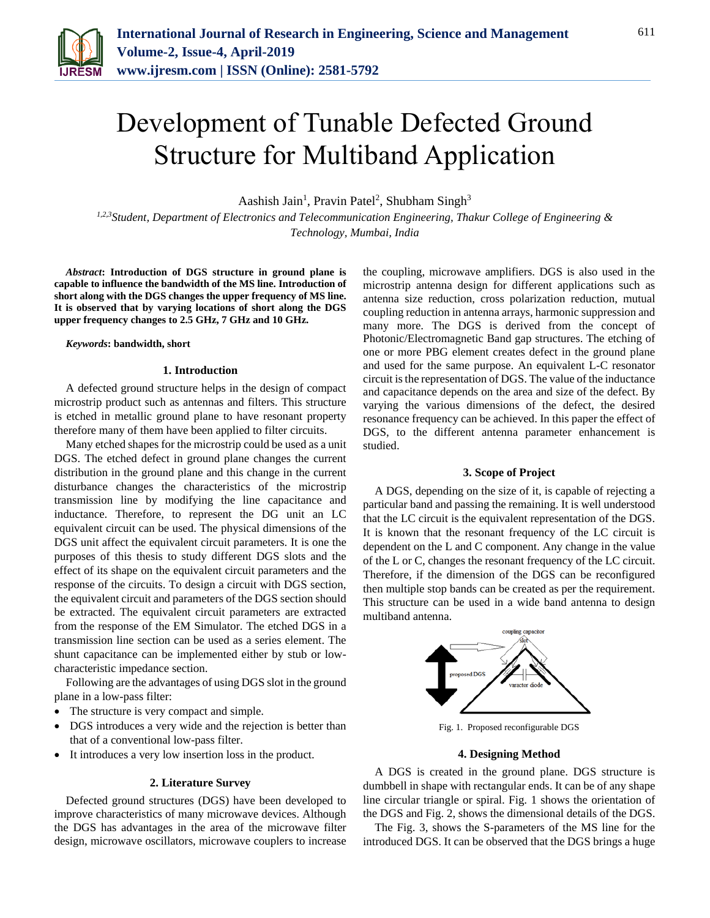# Development of Tunable Defected Ground Structure for Multiband Application

Aashish Jain[1], Pravin Patel[2], Shubham Singh[3]

[1,2,3]*Student, Department of Electronics and Telecommunication Engineering, Thakur College of Engineering & Technology, Mumbai, India*

***Abstract*: Introduction of DGS structure in ground plane is capable to influence the bandwidth of the MS line. Introduction of short along with the DGS changes the upper frequency of MS line. It is observed that by varying locations of short along the DGS upper frequency changes to 2.5 GHz, 7 GHz and 10 GHz.**

***Keywords*: bandwidth, short**

## 1. Introduction

A defected ground structure helps in the design of compact microstrip product such as antennas and filters. This structure is etched in metallic ground plane to have resonant property therefore many of them have been applied to filter circuits.

Many etched shapes for the microstrip could be used as a unit DGS. The etched defect in ground plane changes the current distribution in the ground plane and this change in the current disturbance changes the characteristics of the microstrip transmission line by modifying the line capacitance and inductance. Therefore, to represent the DG unit an LC equivalent circuit can be used. The physical dimensions of the DGS unit affect the equivalent circuit parameters. It is one the purposes of this thesis to study different DGS slots and the effect of its shape on the equivalent circuit parameters and the response of the circuits. To design a circuit with DGS section, the equivalent circuit and parameters of the DGS section should be extracted. The equivalent circuit parameters are extracted from the response of the EM Simulator. The etched DGS in a transmission line section can be used as a series element. The shunt capacitance can be implemented either by stub or low-characteristic impedance section.

Following are the advantages of using DGS slot in the ground plane in a low-pass filter:

- The structure is very compact and simple.
- DGS introduces a very wide and the rejection is better than that of a conventional low-pass filter.
- It introduces a very low insertion loss in the product.

## 2. Literature Survey

Defected ground structures (DGS) have been developed to improve characteristics of many microwave devices. Although the DGS has advantages in the area of the microwave filter design, microwave oscillators, microwave couplers to increase the coupling, microwave amplifiers. DGS is also used in the microstrip antenna design for different applications such as antenna size reduction, cross polarization reduction, mutual coupling reduction in antenna arrays, harmonic suppression and many more. The DGS is derived from the concept of Photonic/Electromagnetic Band gap structures. The etching of one or more PBG element creates defect in the ground plane and used for the same purpose. An equivalent L-C resonator circuit is the representation of DGS. The value of the inductance and capacitance depends on the area and size of the defect. By varying the various dimensions of the defect, the desired resonance frequency can be achieved. In this paper the effect of DGS, to the different antenna parameter enhancement is studied.

## 3. Scope of Project

A DGS, depending on the size of it, is capable of rejecting a particular band and passing the remaining. It is well understood that the LC circuit is the equivalent representation of the DGS. It is known that the resonant frequency of the LC circuit is dependent on the L and C component. Any change in the value of the L or C, changes the resonant frequency of the LC circuit. Therefore, if the dimension of the DGS can be reconfigured then multiple stop bands can be created as per the requirement. This structure can be used in a wide band antenna to design multiband antenna.

Fig. 1. Proposed reconfigurable DGS

## 4. Designing Method

A DGS is created in the ground plane. DGS structure is dumbbell in shape with rectangular ends. It can be of any shape line circular triangle or spiral. Fig. 1 shows the orientation of the DGS and Fig. 2, shows the dimensional details of the DGS.

The Fig. 3, shows the S-parameters of the MS line for the introduced DGS. It can be observed that the DGS brings a huge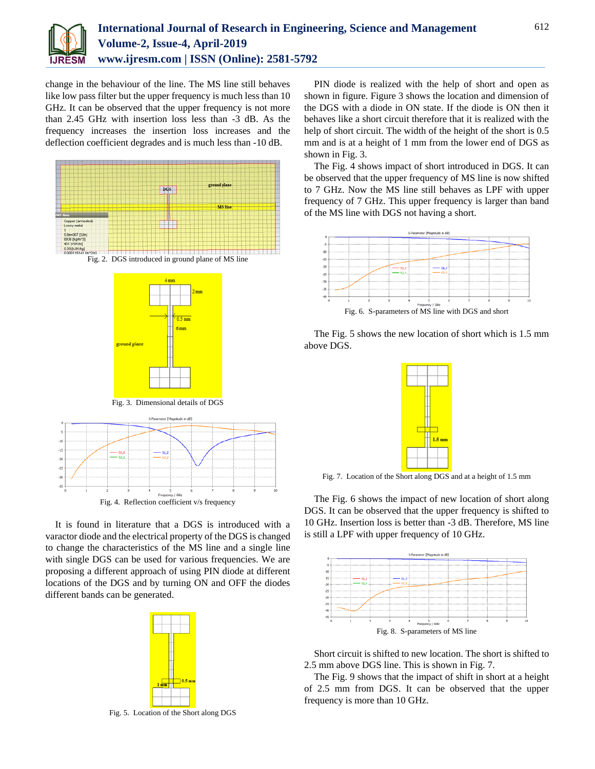change in the behaviour of the line. The MS line still behaves like low pass filter but the upper frequency is much less than 10 GHz. It can be observed that the upper frequency is not more than 2.45 GHz with insertion loss less than -3 dB. As the frequency increases the insertion loss increases and the deflection coefficient degrades and is much less than -10 dB.

Fig. 2. DGS introduced in ground plane of MS line

Fig. 3. Dimensional details of DGS

Fig. 4. Reflection coefficient v/s frequency

It is found in literature that a DGS is introduced with a varactor diode and the electrical property of the DGS is changed to change the characteristics of the MS line and a single line with single DGS can be used for various frequencies. We are proposing a different approach of using PIN diode at different locations of the DGS and by turning ON and OFF the diodes different bands can be generated.

Fig. 5. Location of the Short along DGS

PIN diode is realized with the help of short and open as shown in figure. Figure 3 shows the location and dimension of the DGS with a diode in ON state. If the diode is ON then it behaves like a short circuit therefore that it is realized with the help of short circuit. The width of the height of the short is 0.5 mm and is at a height of 1 mm from the lower end of DGS as shown in Fig. 3.

The Fig. 4 shows impact of short introduced in DGS. It can be observed that the upper frequency of MS line is now shifted to 7 GHz. Now the MS line still behaves as LPF with upper frequency of 7 GHz. This upper frequency is larger than band of the MS line with DGS not having a short.

Fig. 6. S-parameters of MS line with DGS and short

The Fig. 5 shows the new location of short which is 1.5 mm above DGS.

Fig. 7. Location of the Short along DGS and at a height of 1.5 mm

The Fig. 6 shows the impact of new location of short along DGS. It can be observed that the upper frequency is shifted to 10 GHz. Insertion loss is better than -3 dB. Therefore, MS line is still a LPF with upper frequency of 10 GHz.

Fig. 8. S-parameters of MS line

Short circuit is shifted to new location. The short is shifted to 2.5 mm above DGS line. This is shown in Fig. 7.

The Fig. 9 shows that the impact of shift in short at a height of 2.5 mm from DGS. It can be observed that the upper frequency is more than 10 GHz.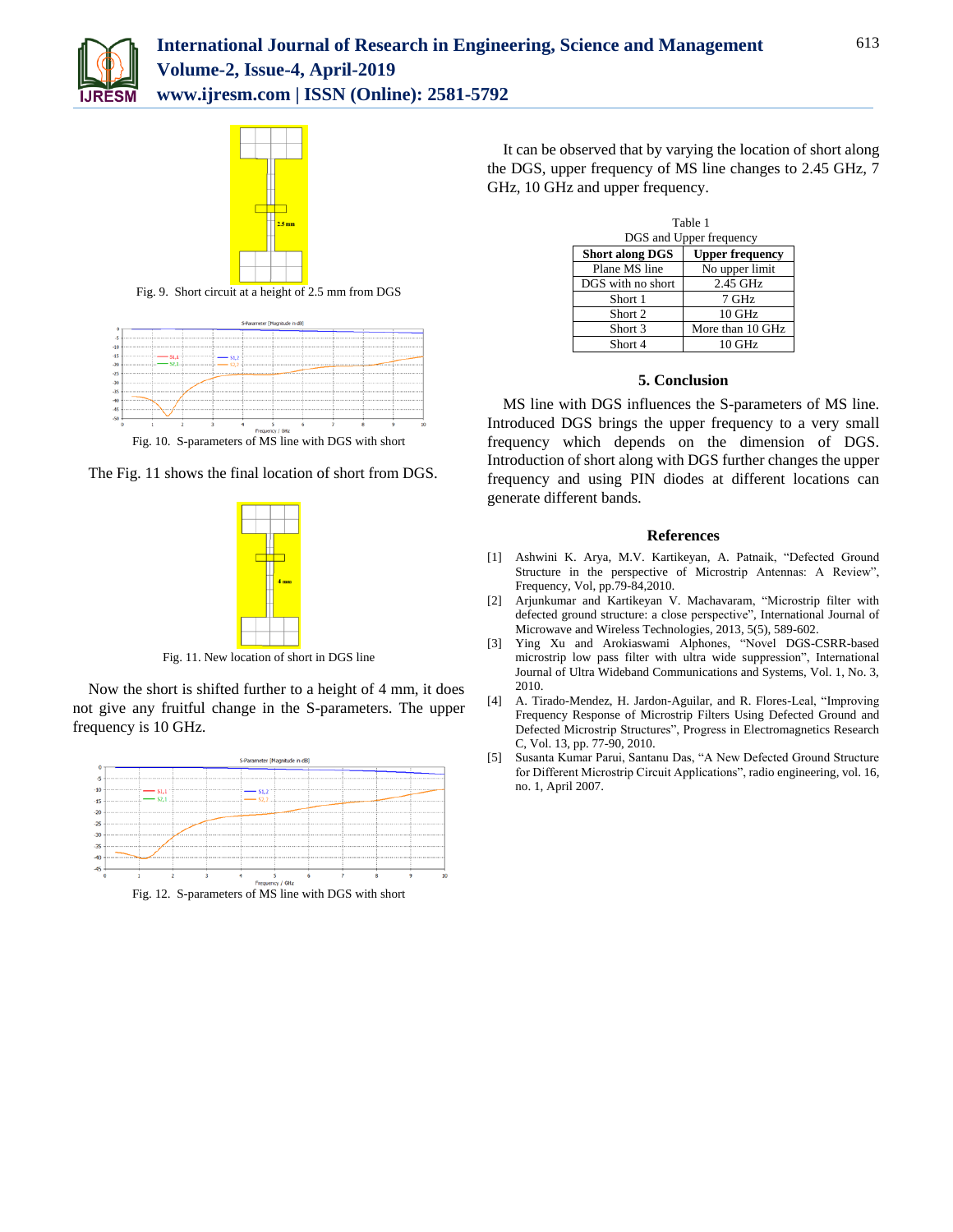2.5 mm

Fig. 9. Short circuit at a height of 2.5 mm from DGS

S-Parameter [Magnitude in dB]

S1,1
S2,1
S1,2
S2,2

Frequency / GHz

Fig. 10. S-parameters of MS line with DGS with short

The Fig. 11 shows the final location of short from DGS.

4 mm

Fig. 11. New location of short in DGS line

Now the short is shifted further to a height of 4 mm, it does not give any fruitful change in the S-parameters. The upper frequency is 10 GHz.

S-Parameter [Magnitude in dB]

S1,1
S2,1
S1,2
S2,2

Frequency / GHz

Fig. 12. S-parameters of MS line with DGS with short

It can be observed that by varying the location of short along the DGS, upper frequency of MS line changes to 2.45 GHz, 7 GHz, 10 GHz and upper frequency.

Table 1
DGS and Upper frequency

| Short along DGS | Upper frequency |
|---|---|
| Plane MS line | No upper limit |
| DGS with no short | 2.45 GHz |
| Short 1 | 7 GHz |
| Short 2 | 10 GHz |
| Short 3 | More than 10 GHz |
| Short 4 | 10 GHz |

## 5. Conclusion

MS line with DGS influences the S-parameters of MS line. Introduced DGS brings the upper frequency to a very small frequency which depends on the dimension of DGS. Introduction of short along with DGS further changes the upper frequency and using PIN diodes at different locations can generate different bands.

## References

[1] Ashwini K. Arya, M.V. Kartikeyan, A. Patnaik, "Defected Ground Structure in the perspective of Microstrip Antennas: A Review", Frequency, Vol, pp.79-84,2010.

[2] Arjunkumar and Kartikeyan V. Machavaram, "Microstrip filter with defected ground structure: a close perspective", International Journal of Microwave and Wireless Technologies, 2013, 5(5), 589-602.

[3] Ying Xu and Arokiaswami Alphones, "Novel DGS-CSRR-based microstrip low pass filter with ultra wide suppression", International Journal of Ultra Wideband Communications and Systems, Vol. 1, No. 3, 2010.

[4] A. Tirado-Mendez, H. Jardon-Aguilar, and R. Flores-Leal, "Improving Frequency Response of Microstrip Filters Using Defected Ground and Defected Microstrip Structures", Progress in Electromagnetics Research C, Vol. 13, pp. 77-90, 2010.

[5] Susanta Kumar Parui, Santanu Das, "A New Defected Ground Structure for Different Microstrip Circuit Applications", radio engineering, vol. 16, no. 1, April 2007.